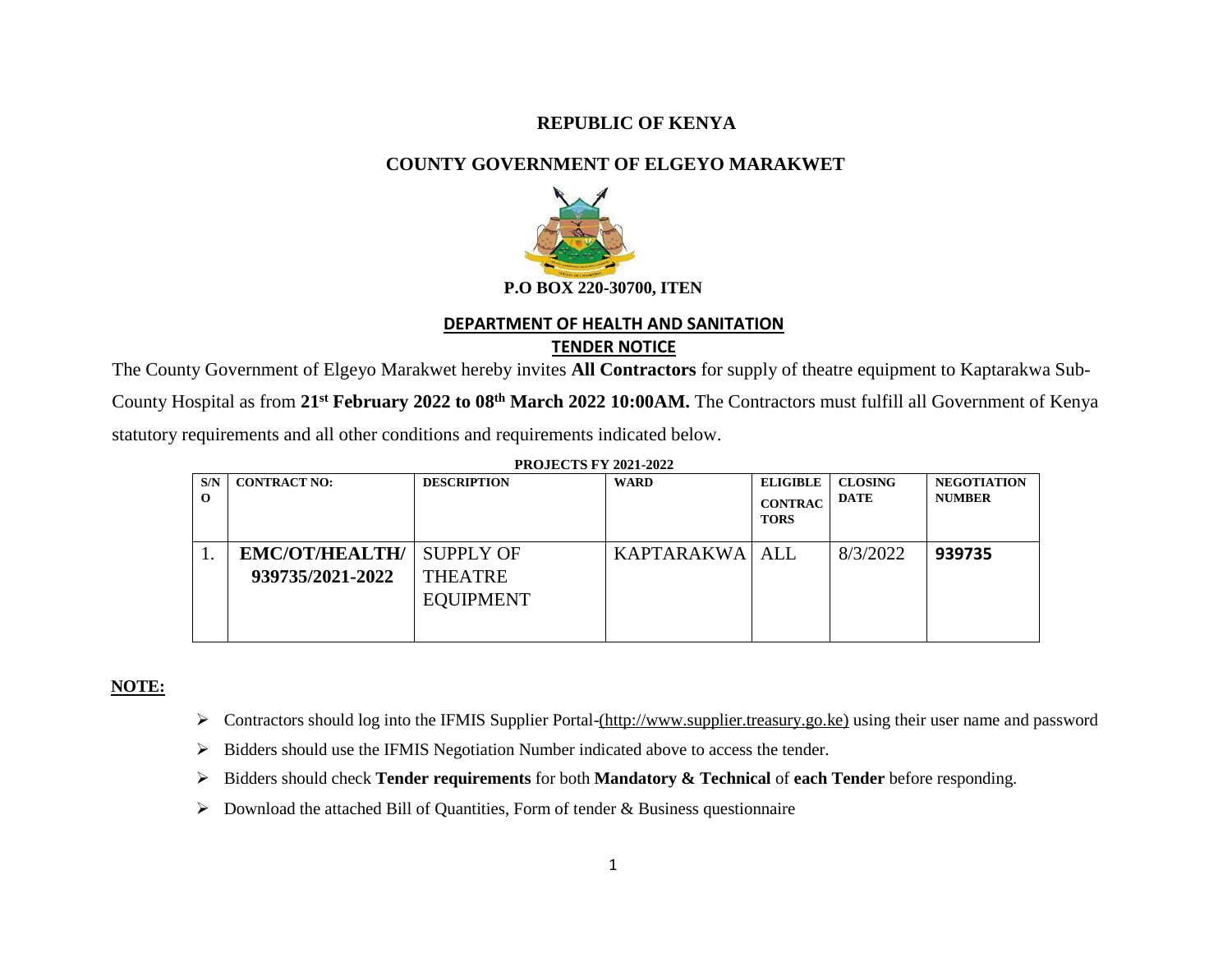# REPUBLIC OF KENYA

## COUNTY GOVERNMENT OF ELGEYO MARAKWET

**P.O BOX 220-30700, ITEN**

### DEPARTMENT OF HEALTH AND SANITATION

### TENDER NOTICE

The County Government of Elgeyo Marakwet hereby invites **All Contractors** for supply of theatre equipment to Kaptarakwa Sub-County Hospital as from **21st February 2022 to 08th March 2022 10:00AM.** The Contractors must fulfill all Government of Kenya statutory requirements and all other conditions and requirements indicated below.

**PROJECTS FY 2021-2022**

| S/NO | CONTRACT NO: | DESCRIPTION | WARD | ELIGIBLE CONTRACTORS | CLOSING DATE | NEGOTIATION NUMBER |
|---|---|---|---|---|---|---|
| 1. | **EMC/OT/HEALTH/ 939735/2021-2022** | SUPPLY OF THEATRE EQUIPMENT | KAPTARAKWA | ALL | 8/3/2022 | **939735** |

**NOTE:**

- Contractors should log into the IFMIS Supplier Portal-(http://www.supplier.treasury.go.ke) using their user name and password
- Bidders should use the IFMIS Negotiation Number indicated above to access the tender.
- Bidders should check **Tender requirements** for both **Mandatory & Technical** of **each Tender** before responding.
- Download the attached Bill of Quantities, Form of tender & Business questionnaire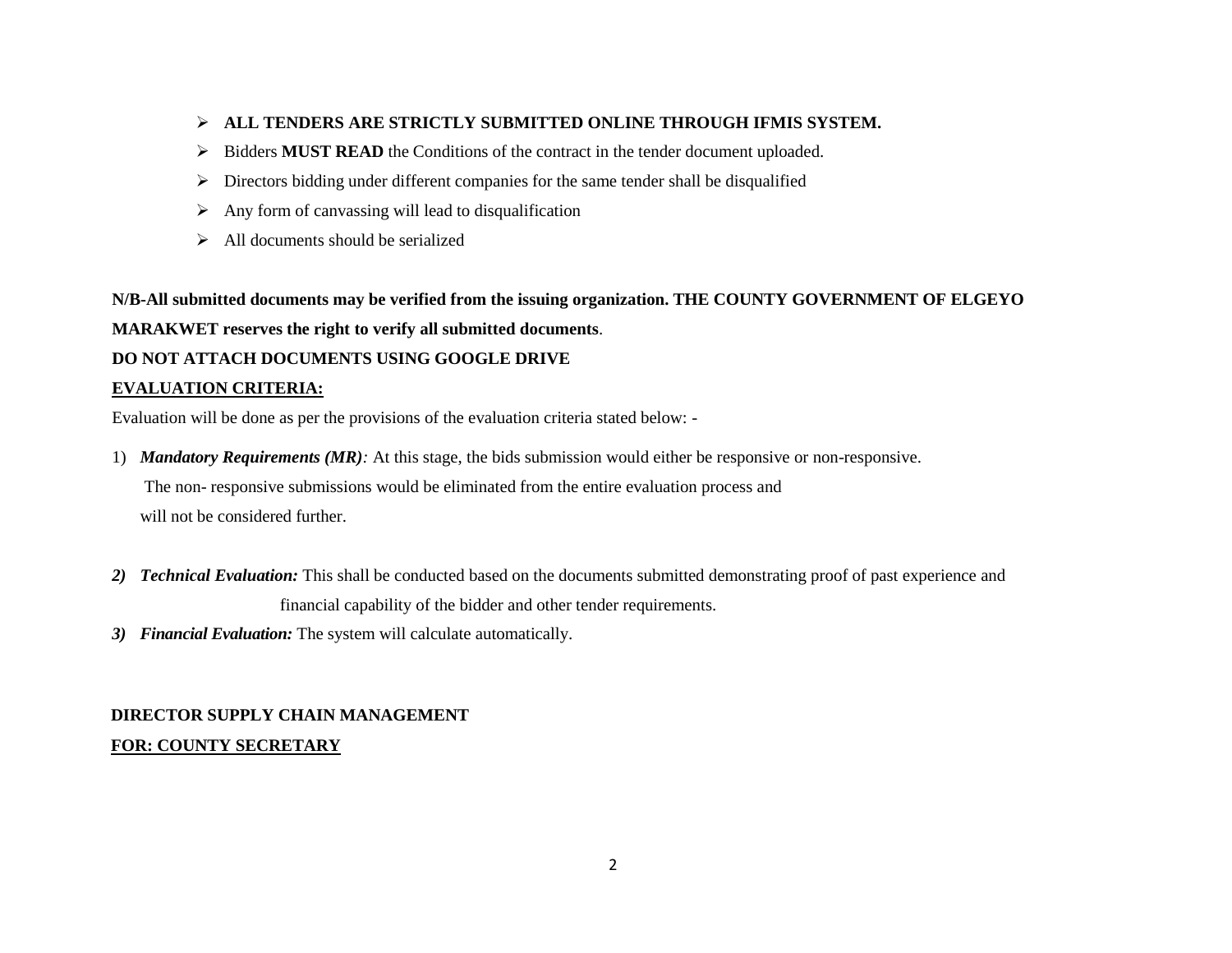- **ALL TENDERS ARE STRICTLY SUBMITTED ONLINE THROUGH IFMIS SYSTEM.**
- Bidders **MUST READ** the Conditions of the contract in the tender document uploaded.
- Directors bidding under different companies for the same tender shall be disqualified
- Any form of canvassing will lead to disqualification
- All documents should be serialized

**N/B-All submitted documents may be verified from the issuing organization. THE COUNTY GOVERNMENT OF ELGEYO MARAKWET reserves the right to verify all submitted documents**.

**DO NOT ATTACH DOCUMENTS USING GOOGLE DRIVE**

**<u>EVALUATION CRITERIA:</u>**

Evaluation will be done as per the provisions of the evaluation criteria stated below: -

1) ***Mandatory Requirements (MR)****:* At this stage, the bids submission would either be responsive or non-responsive. The non- responsive submissions would be eliminated from the entire evaluation process and will not be considered further.

2) ***Technical Evaluation:*** This shall be conducted based on the documents submitted demonstrating proof of past experience and financial capability of the bidder and other tender requirements.

3) ***Financial Evaluation:*** The system will calculate automatically.

**DIRECTOR SUPPLY CHAIN MANAGEMENT**

**<u>FOR: COUNTY SECRETARY</u>**